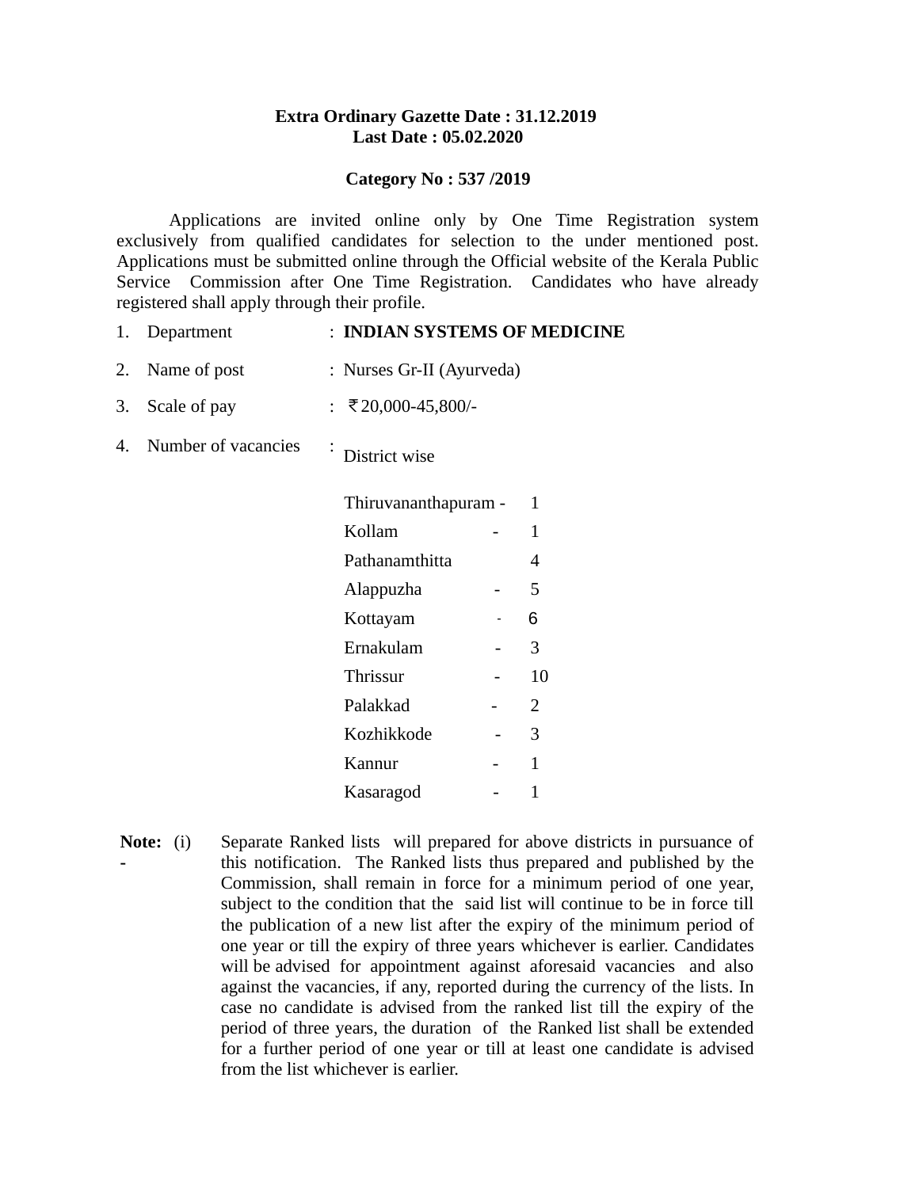**Extra Ordinary Gazette Date : 31.12.2019**
**Last Date : 05.02.2020**

**Category No : 537 /2019**

Applications are invited online only by One Time Registration system exclusively from qualified candidates for selection to the under mentioned post. Applications must be submitted online through the Official website of the Kerala Public Service Commission after One Time Registration. Candidates who have already registered shall apply through their profile.

1. Department : **INDIAN SYSTEMS OF MEDICINE**

2. Name of post : Nurses Gr-II (Ayurveda)

3. Scale of pay : ₹20,000-45,800/-

4. Number of vacancies : District wise

| District | | |
|---|---|---|
| Thiruvananthapuram | - | 1 |
| Kollam | - | 1 |
| Pathanamthitta | | 4 |
| Alappuzha | - | 5 |
| Kottayam | - | 6 |
| Ernakulam | - | 3 |
| Thrissur | - | 10 |
| Palakkad | - | 2 |
| Kozhikkode | - | 3 |
| Kannur | - | 1 |
| Kasaragod | - | 1 |

**Note: -** (i) Separate Ranked lists will prepared for above districts in pursuance of this notification. The Ranked lists thus prepared and published by the Commission, shall remain in force for a minimum period of one year, subject to the condition that the said list will continue to be in force till the publication of a new list after the expiry of the minimum period of one year or till the expiry of three years whichever is earlier. Candidates will be advised for appointment against aforesaid vacancies and also against the vacancies, if any, reported during the currency of the lists. In case no candidate is advised from the ranked list till the expiry of the period of three years, the duration of the Ranked list shall be extended for a further period of one year or till at least one candidate is advised from the list whichever is earlier.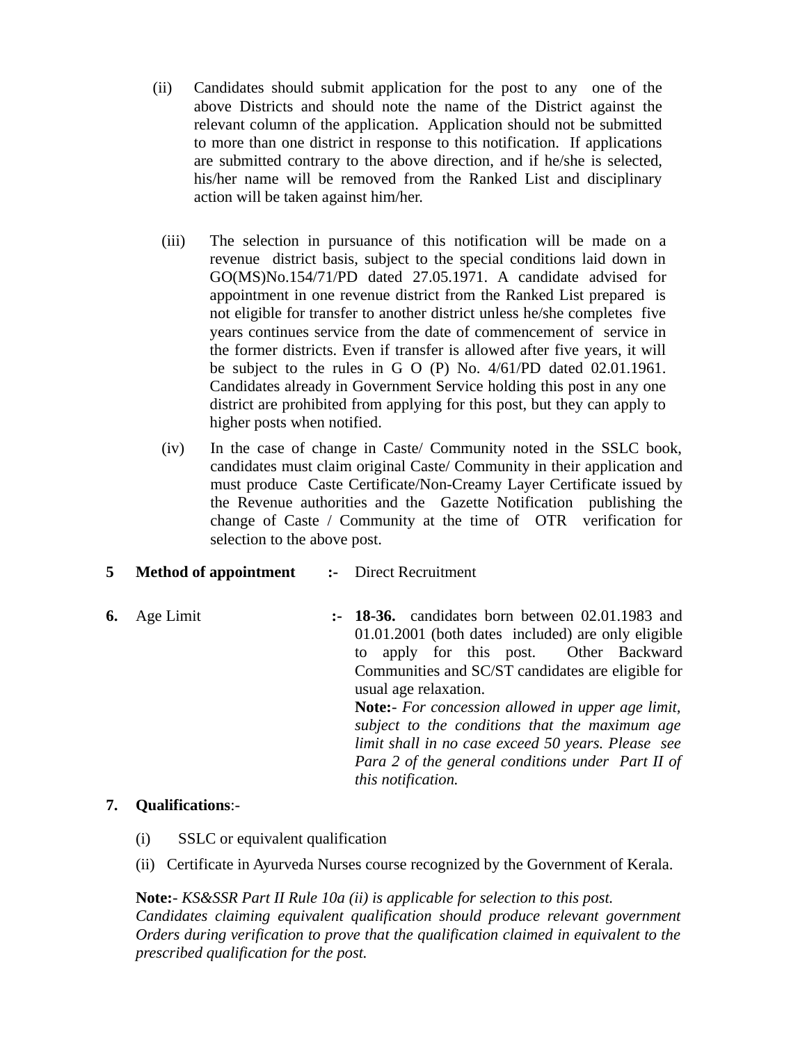(ii) Candidates should submit application for the post to any one of the above Districts and should note the name of the District against the relevant column of the application. Application should not be submitted to more than one district in response to this notification. If applications are submitted contrary to the above direction, and if he/she is selected, his/her name will be removed from the Ranked List and disciplinary action will be taken against him/her.

(iii) The selection in pursuance of this notification will be made on a revenue district basis, subject to the special conditions laid down in GO(MS)No.154/71/PD dated 27.05.1971. A candidate advised for appointment in one revenue district from the Ranked List prepared is not eligible for transfer to another district unless he/she completes five years continues service from the date of commencement of service in the former districts. Even if transfer is allowed after five years, it will be subject to the rules in G O (P) No. 4/61/PD dated 02.01.1961. Candidates already in Government Service holding this post in any one district are prohibited from applying for this post, but they can apply to higher posts when notified.

(iv) In the case of change in Caste/ Community noted in the SSLC book, candidates must claim original Caste/ Community in their application and must produce Caste Certificate/Non-Creamy Layer Certificate issued by the Revenue authorities and the Gazette Notification publishing the change of Caste / Community at the time of OTR verification for selection to the above post.

**5 Method of appointment :-** Direct Recruitment

**6.** Age Limit **:- 18-36.** candidates born between 02.01.1983 and 01.01.2001 (both dates included) are only eligible to apply for this post. Other Backward Communities and SC/ST candidates are eligible for usual age relaxation.

**Note:-** *For concession allowed in upper age limit, subject to the conditions that the maximum age limit shall in no case exceed 50 years. Please see Para 2 of the general conditions under Part II of this notification.*

**7. Qualifications**:-

(i) SSLC or equivalent qualification

(ii) Certificate in Ayurveda Nurses course recognized by the Government of Kerala.

**Note:-** *KS&SSR Part II Rule 10a (ii) is applicable for selection to this post. Candidates claiming equivalent qualification should produce relevant government Orders during verification to prove that the qualification claimed in equivalent to the prescribed qualification for the post.*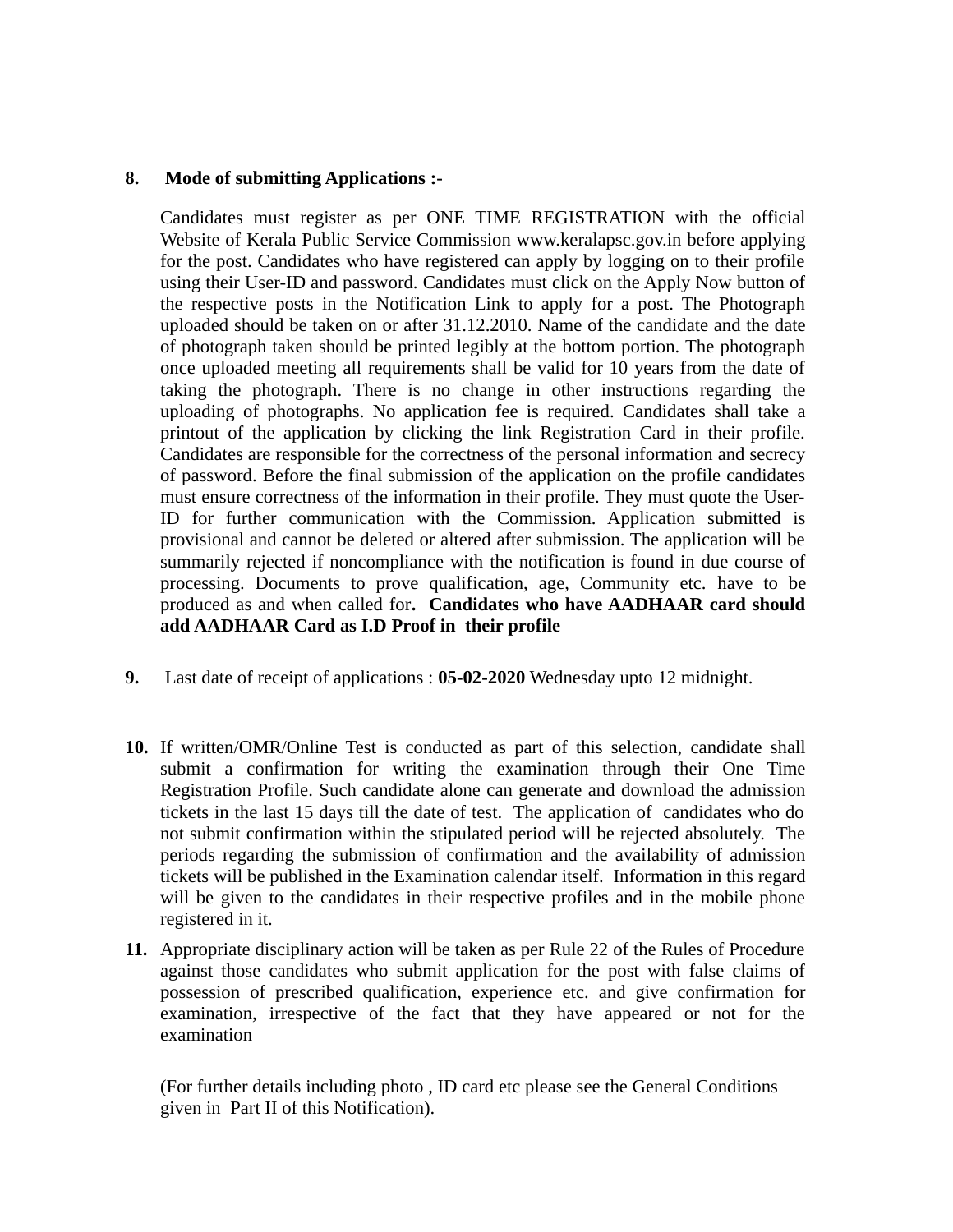**8. Mode of submitting Applications :-**

Candidates must register as per ONE TIME REGISTRATION with the official Website of Kerala Public Service Commission www.keralapsc.gov.in before applying for the post. Candidates who have registered can apply by logging on to their profile using their User-ID and password. Candidates must click on the Apply Now button of the respective posts in the Notification Link to apply for a post. The Photograph uploaded should be taken on or after 31.12.2010. Name of the candidate and the date of photograph taken should be printed legibly at the bottom portion. The photograph once uploaded meeting all requirements shall be valid for 10 years from the date of taking the photograph. There is no change in other instructions regarding the uploading of photographs. No application fee is required. Candidates shall take a printout of the application by clicking the link Registration Card in their profile. Candidates are responsible for the correctness of the personal information and secrecy of password. Before the final submission of the application on the profile candidates must ensure correctness of the information in their profile. They must quote the User-ID for further communication with the Commission. Application submitted is provisional and cannot be deleted or altered after submission. The application will be summarily rejected if noncompliance with the notification is found in due course of processing. Documents to prove qualification, age, Community etc. have to be produced as and when called for**. Candidates who have AADHAAR card should add AADHAAR Card as I.D Proof in their profile**

**9.** Last date of receipt of applications : **05-02-2020** Wednesday upto 12 midnight.

**10.** If written/OMR/Online Test is conducted as part of this selection, candidate shall submit a confirmation for writing the examination through their One Time Registration Profile. Such candidate alone can generate and download the admission tickets in the last 15 days till the date of test. The application of candidates who do not submit confirmation within the stipulated period will be rejected absolutely. The periods regarding the submission of confirmation and the availability of admission tickets will be published in the Examination calendar itself. Information in this regard will be given to the candidates in their respective profiles and in the mobile phone registered in it.

**11.** Appropriate disciplinary action will be taken as per Rule 22 of the Rules of Procedure against those candidates who submit application for the post with false claims of possession of prescribed qualification, experience etc. and give confirmation for examination, irrespective of the fact that they have appeared or not for the examination

(For further details including photo , ID card etc please see the General Conditions given in Part II of this Notification).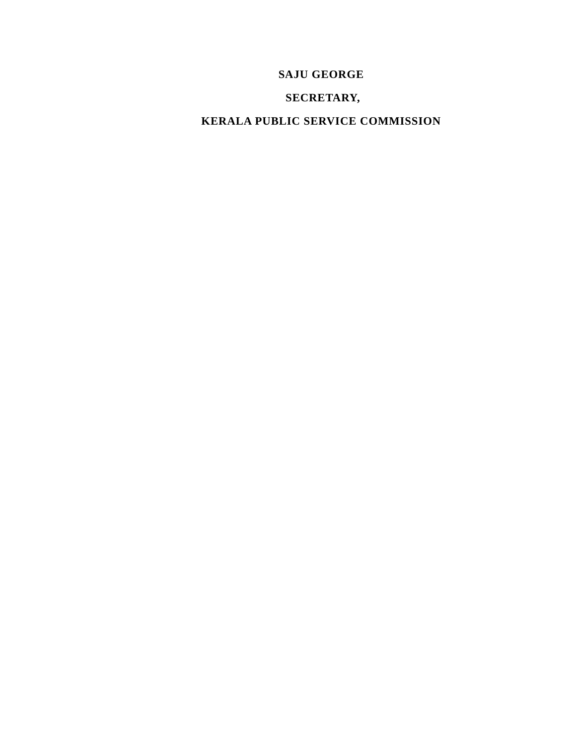**SAJU GEORGE**

**SECRETARY,**

**KERALA PUBLIC SERVICE COMMISSION**